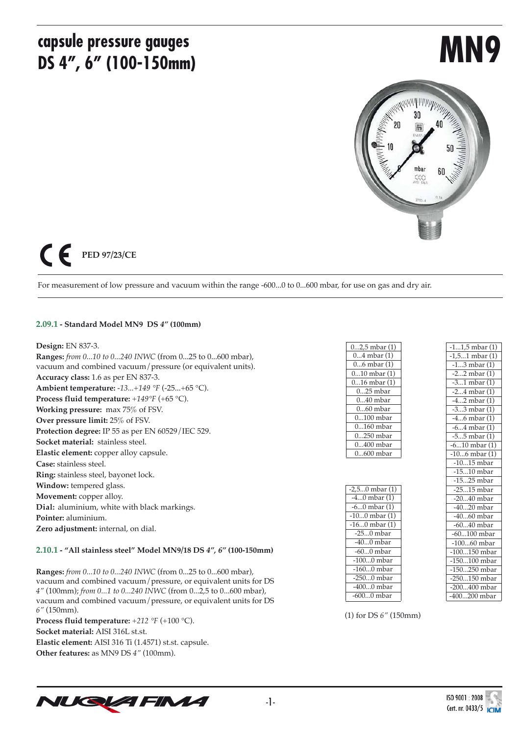# capsule pressure gauges DS 4", 6" (100-150mm)

# MN9

PED 97/23/CE

For measurement of low pressure and vacuum within the range -600...0 to 0...600 mbar, for use on gas and dry air.

### 2.09.1 - Standard Model MN9 DS *4"* (100mm)

**Design:** EN 837-3.
**Ranges:** *from 0...10 to 0...240 INWC* (from 0...25 to 0...600 mbar), vacuum and combined vacuum/pressure (or equivalent units).
**Accuracy class:** 1.6 as per EN 837-3.
**Ambient temperature:** *-13...+149 °F* (-25...+65 °C).
**Process fluid temperature:** *+149°F* (+65 °C).
**Working pressure:** max 75% of FSV.
**Over pressure limit:** 25% of FSV.
**Protection degree:** IP 55 as per EN 60529/IEC 529.
**Socket material:** stainless steel.
**Elastic element:** copper alloy capsule.
**Case:** stainless steel.
**Ring:** stainless steel, bayonet lock.
**Window:** tempered glass.
**Movement:** copper alloy.
**Dial:** aluminium, white with black markings.
**Pointer:** aluminium.
**Zero adjustment:** internal, on dial.

### 2.10.1 - "All stainless steel" Model MN9/18 DS *4", 6"* (100-150mm)

**Ranges:** *from 0...10 to 0...240 INWC* (from 0...25 to 0...600 mbar), vacuum and combined vacuum/pressure, or equivalent units for DS *4"* (100mm); *from 0...1 to 0...240 INWC* (from 0...2,5 to 0...600 mbar), vacuum and combined vacuum/pressure, or equivalent units for DS *6"* (150mm).
**Process fluid temperature:** *+212 °F* (+100 °C).
**Socket material:** AISI 316L st.st.
**Elastic element:** AISI 316 Ti (1.4571) st.st. capsule.
**Other features:** as MN9 DS *4"* (100mm).

| Pressure |
|---|
| 0...2,5 mbar (1) |
| 0...4 mbar (1) |
| 0...6 mbar (1) |
| 0...10 mbar (1) |
| 0...16 mbar (1) |
| 0...25 mbar |
| 0...40 mbar |
| 0...60 mbar |
| 0...100 mbar |
| 0...160 mbar |
| 0...250 mbar |
| 0...400 mbar |
| 0...600 mbar |

| Vacuum |
|---|
| -2,5...0 mbar (1) |
| -4...0 mbar (1) |
| -6...0 mbar (1) |
| -10...0 mbar (1) |
| -16...0 mbar (1) |
| -25...0 mbar |
| -40...0 mbar |
| -60...0 mbar |
| -100...0 mbar |
| -160...0 mbar |
| -250...0 mbar |
| -400...0 mbar |
| -600...0 mbar |

| Combined |
|---|
| -1...1,5 mbar (1) |
| -1,5...1 mbar (1) |
| -1...3 mbar (1) |
| -2...2 mbar (1) |
| -3...1 mbar (1) |
| -2...4 mbar (1) |
| -4...2 mbar (1) |
| -3...3 mbar (1) |
| -4...6 mbar (1) |
| -6...4 mbar (1) |
| -5...5 mbar (1) |
| -6...10 mbar (1) |
| -10...6 mbar (1) |
| -10...15 mbar |
| -15...10 mbar |
| -15...25 mbar |
| -25...15 mbar |
| -20...40 mbar |
| -40...20 mbar |
| -40...60 mbar |
| -60...40 mbar |
| -60...100 mbar |
| -100...60 mbar |
| -100...150 mbar |
| -150...100 mbar |
| -150...250 mbar |
| -250...150 mbar |
| -200...400 mbar |
| -400...200 mbar |

(1) for DS *6"* (150mm)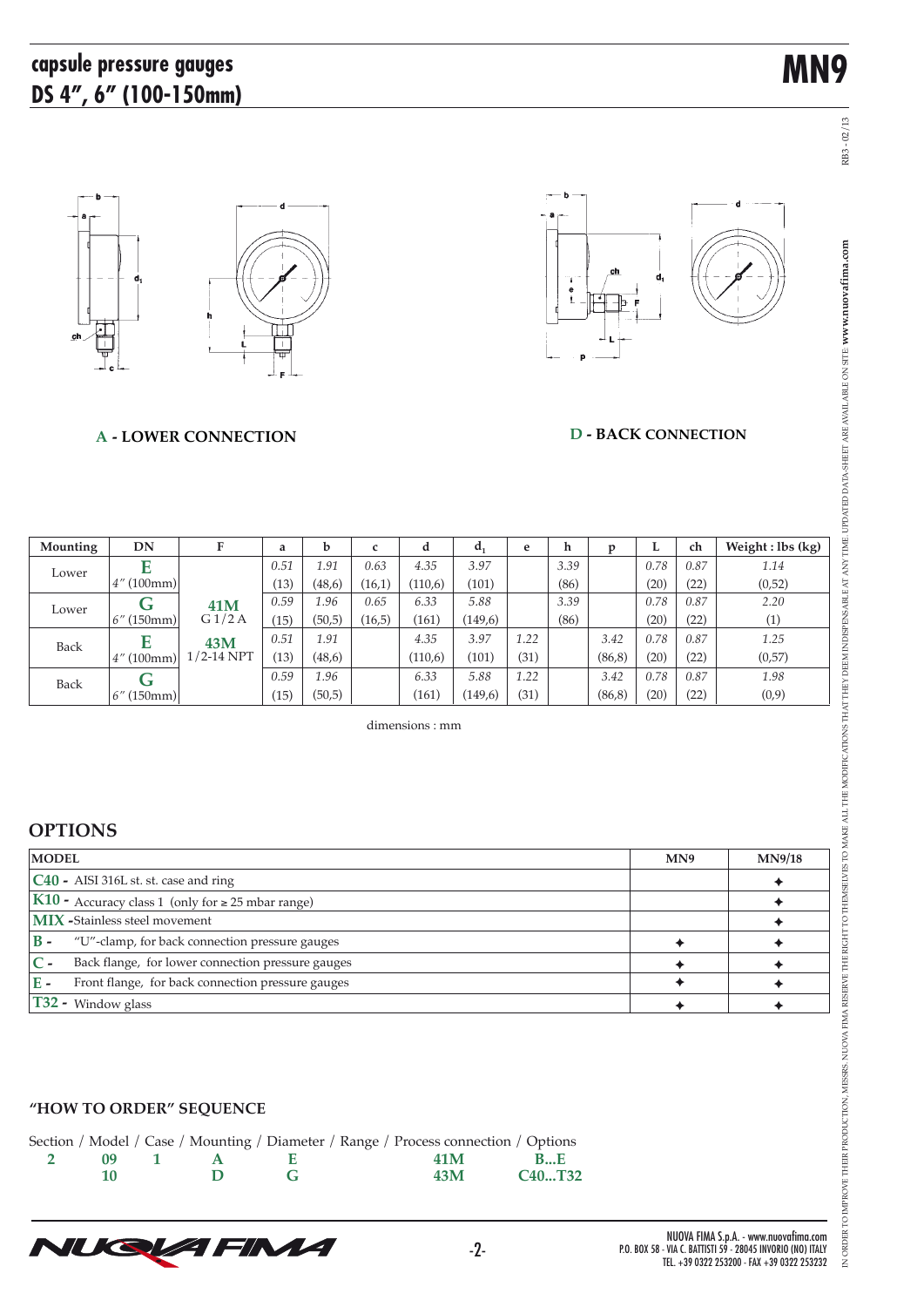# capsule pressure gauges
## DS 4", 6" (100-150mm)

# MN9

**A - LOWER CONNECTION**

**D - BACK CONNECTION**

| Mounting | DN | F | a | b | c | d | $d_1$ | e | h | p | L | ch | Weight : lbs (kg) |
|---|---|---|---|---|---|---|---|---|---|---|---|---|---|
| Lower | **E** 4" (100mm) | **41M** G 1/2 A **43M** 1/2-14 NPT | 0.51 (13) | 1.91 (48,6) | 0.63 (16,1) | 4.35 (110,6) | 3.97 (101) | | 3.39 (86) | | 0.78 (20) | 0.87 (22) | 1.14 (0,52) |
| Lower | **G** 6" (150mm) | | 0.59 (15) | 1.96 (50,5) | 0.65 (16,5) | 6.33 (161) | 5.88 (149,6) | | 3.39 (86) | | 0.78 (20) | 0.87 (22) | 2.20 (1) |
| Back | **E** 4" (100mm) | | 0.51 (13) | 1.91 (48,6) | | 4.35 (110,6) | 3.97 (101) | 1.22 (31) | | 3.42 (86,8) | 0.78 (20) | 0.87 (22) | 1.25 (0,57) |
| Back | **G** 6" (150mm) | | 0.59 (15) | 1.96 (50,5) | | 6.33 (161) | 5.88 (149,6) | 1.22 (31) | | 3.42 (86,8) | 0.78 (20) | 0.87 (22) | 1.98 (0,9) |

dimensions : mm

## OPTIONS

| MODEL | MN9 | MN9/18 |
|---|---|---|
| **C40** - AISI 316L st. st. case and ring | | ✦ |
| **K10** - Accuracy class 1 (only for ≥ 25 mbar range) | | ✦ |
| **MIX** -Stainless steel movement | | ✦ |
| **B** - "U"-clamp, for back connection pressure gauges | ✦ | ✦ |
| **C** - Back flange, for lower connection pressure gauges | ✦ | ✦ |
| **E** - Front flange, for back connection pressure gauges | ✦ | ✦ |
| **T32** - Window glass | ✦ | ✦ |

### "HOW TO ORDER" SEQUENCE

| Section | Model | Case | Mounting | Diameter | Range | Process connection | Options |
|---|---|---|---|---|---|---|---|
| **2** | **09** | **1** | **A** | **E** | | **41M** | **B...E** |
| | **10** | | **D** | **G** | | **43M** | **C40...T32** |

NUOVA FIMA S.p.A. - www.nuovafima.com
P.O. BOX 58 - VIA C. BATTISTI 59 - 28045 INVORIO (NO) ITALY
TEL. +39 0322 253200 - FAX +39 0322 253232

IN ORDER TO IMPROVE THEIR PRODUCTION, MESSRS. NUOVA FIMA RESERVE THE RIGHT TO THEMSELVES TO MAKE ALL THE MODIFICATIONS THAT THEY DEEM INDISPENSABLE AT ANY TIME. UPDATED DATA-SHEET ARE AVAILABLE ON SITE **www.nuovafima.com**

RB3 - 02/13